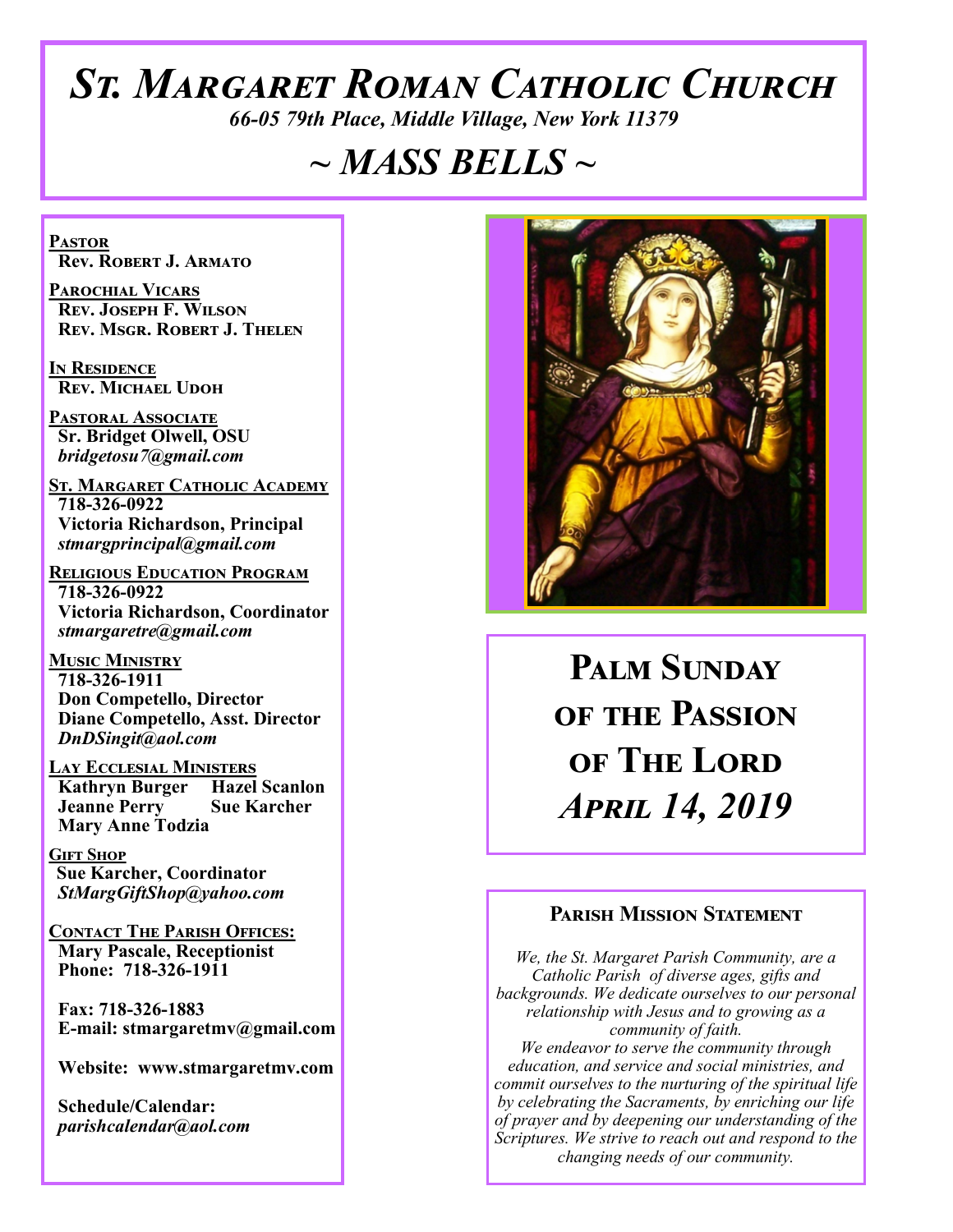# St. Margaret Roman Catholic Church

*66-05 79th Place, Middle Village, New York 11379*

# ~ MASS BELLS ~

**Pastor**
**Rev. Robert J. Armato**

**Parochial Vicars**
**Rev. Joseph F. Wilson**
**Rev. Msgr. Robert J. Thelen**

**In Residence**
**Rev. Michael Udoh**

**Pastoral Associate**
**Sr. Bridget Olwell, OSU**
*bridgetosu7@gmail.com*

**St. Margaret Catholic Academy**
**718-326-0922**
**Victoria Richardson, Principal**
*stmargprincipal@gmail.com*

**Religious Education Program**
**718-326-0922**
**Victoria Richardson, Coordinator**
*stmargaretre@gmail.com*

**Music Ministry**
**718-326-1911**
**Don Competello, Director**
**Diane Competello, Asst. Director**
*DnDSingit@aol.com*

**Lay Ecclesial Ministers**
**Kathryn Burger**
**Hazel Scanlon**
**Jeanne Perry**
**Sue Karcher**
**Mary Anne Todzia**

**Gift Shop**
**Sue Karcher, Coordinator**
*StMargGiftShop@yahoo.com*

**Contact The Parish Offices:**
**Mary Pascale, Receptionist**
**Phone: 718-326-1911**

**Fax: 718-326-1883**
**E-mail: stmargaretmv@gmail.com**

**Website: www.stmargaretmv.com**

**Schedule/Calendar:**
*parishcalendar@aol.com*

## Palm Sunday of the Passion of The Lord
## *April 14, 2019*

### Parish Mission Statement

*We, the St. Margaret Parish Community, are a Catholic Parish of diverse ages, gifts and backgrounds. We dedicate ourselves to our personal relationship with Jesus and to growing as a community of faith.*
*We endeavor to serve the community through education, and service and social ministries, and commit ourselves to the nurturing of the spiritual life by celebrating the Sacraments, by enriching our life of prayer and by deepening our understanding of the Scriptures. We strive to reach out and respond to the changing needs of our community.*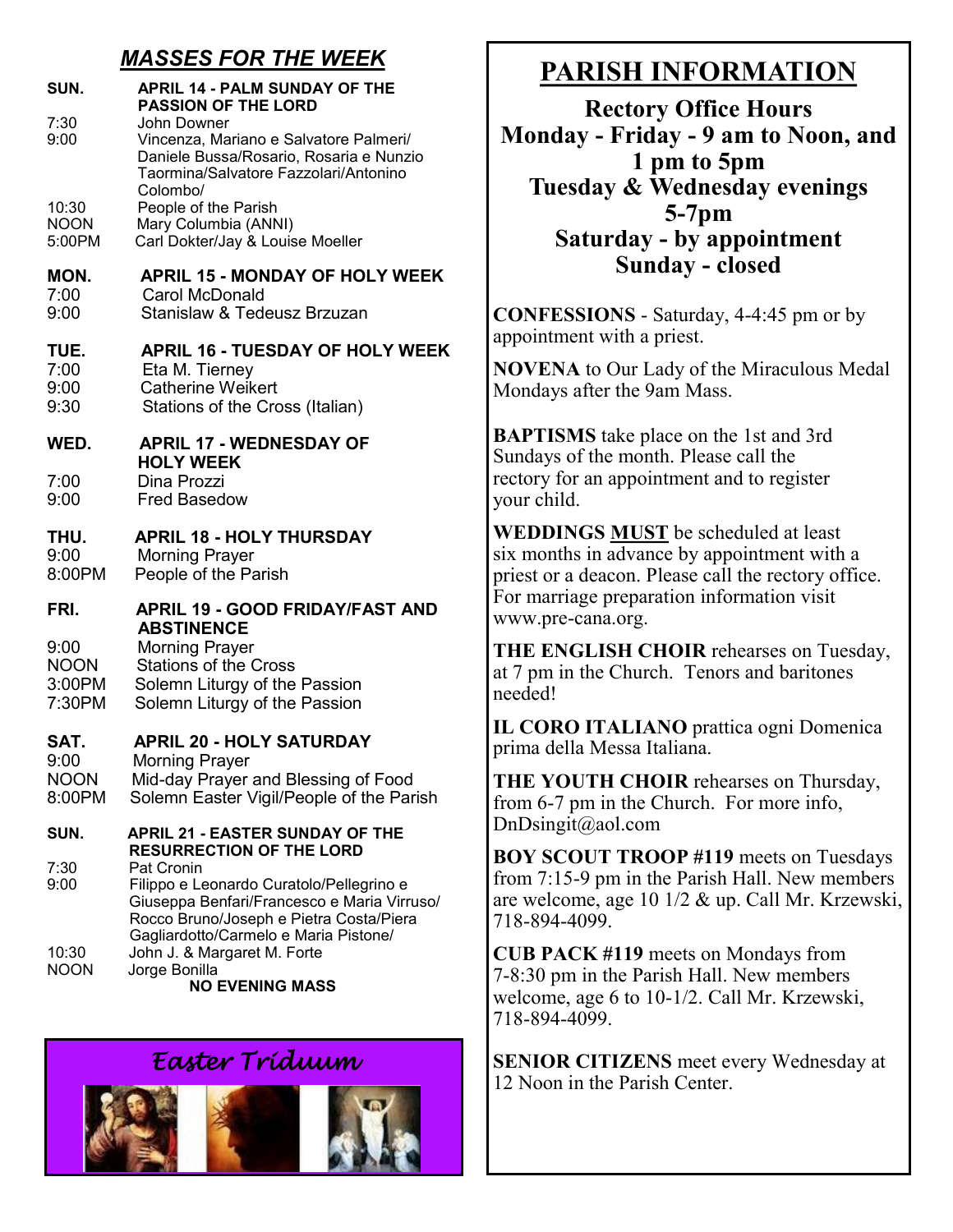## *MASSES FOR THE WEEK*

**SUN. APRIL 14 - PALM SUNDAY OF THE PASSION OF THE LORD**

7:30 John Downer
9:00 Vincenza, Mariano e Salvatore Palmeri/ Daniele Bussa/Rosario, Rosaria e Nunzio Taormina/Salvatore Fazzolari/Antonino Colombo/
10:30 People of the Parish
NOON Mary Columbia (ANNI)
5:00PM Carl Dokter/Jay & Louise Moeller

**MON. APRIL 15 - MONDAY OF HOLY WEEK**

7:00 Carol McDonald
9:00 Stanislaw & Tedeusz Brzuzan

**TUE. APRIL 16 - TUESDAY OF HOLY WEEK**

7:00 Eta M. Tierney
9:00 Catherine Weikert
9:30 Stations of the Cross (Italian)

**WED. APRIL 17 - WEDNESDAY OF HOLY WEEK**

7:00 Dina Prozzi
9:00 Fred Basedow

**THU. APRIL 18 - HOLY THURSDAY**

9:00 Morning Prayer
8:00PM People of the Parish

**FRI. APRIL 19 - GOOD FRIDAY/FAST AND ABSTINENCE**

9:00 Morning Prayer
NOON Stations of the Cross
3:00PM Solemn Liturgy of the Passion
7:30PM Solemn Liturgy of the Passion

**SAT. APRIL 20 - HOLY SATURDAY**

9:00 Morning Prayer
NOON Mid-day Prayer and Blessing of Food
8:00PM Solemn Easter Vigil/People of the Parish

**SUN. APRIL 21 - EASTER SUNDAY OF THE RESURRECTION OF THE LORD**

7:30 Pat Cronin
9:00 Filippo e Leonardo Curatolo/Pellegrino e Giuseppa Benfari/Francesco e Maria Virruso/ Rocco Bruno/Joseph e Pietra Costa/Piera Gagliardotto/Carmelo e Maria Pistone/
10:30 John J. & Margaret M. Forte
NOON Jorge Bonilla

**NO EVENING MASS**

*Easter Triduum*

# PARISH INFORMATION

**Rectory Office Hours**
**Monday - Friday - 9 am to Noon, and 1 pm to 5pm**
**Tuesday & Wednesday evenings 5-7pm**
**Saturday - by appointment**
**Sunday - closed**

**CONFESSIONS** - Saturday, 4-4:45 pm or by appointment with a priest.

**NOVENA** to Our Lady of the Miraculous Medal Mondays after the 9am Mass.

**BAPTISMS** take place on the 1st and 3rd Sundays of the month. Please call the rectory for an appointment and to register your child.

**WEDDINGS <u>MUST</u>** be scheduled at least six months in advance by appointment with a priest or a deacon. Please call the rectory office. For marriage preparation information visit www.pre-cana.org.

**THE ENGLISH CHOIR** rehearses on Tuesday, at 7 pm in the Church. Tenors and baritones needed!

**IL CORO ITALIANO** prattica ogni Domenica prima della Messa Italiana.

**THE YOUTH CHOIR** rehearses on Thursday, from 6-7 pm in the Church. For more info, DnDsingit@aol.com

**BOY SCOUT TROOP #119** meets on Tuesdays from 7:15-9 pm in the Parish Hall. New members are welcome, age 10 1/2 & up. Call Mr. Krzewski, 718-894-4099.

**CUB PACK #119** meets on Mondays from 7-8:30 pm in the Parish Hall. New members welcome, age 6 to 10-1/2. Call Mr. Krzewski, 718-894-4099.

**SENIOR CITIZENS** meet every Wednesday at 12 Noon in the Parish Center.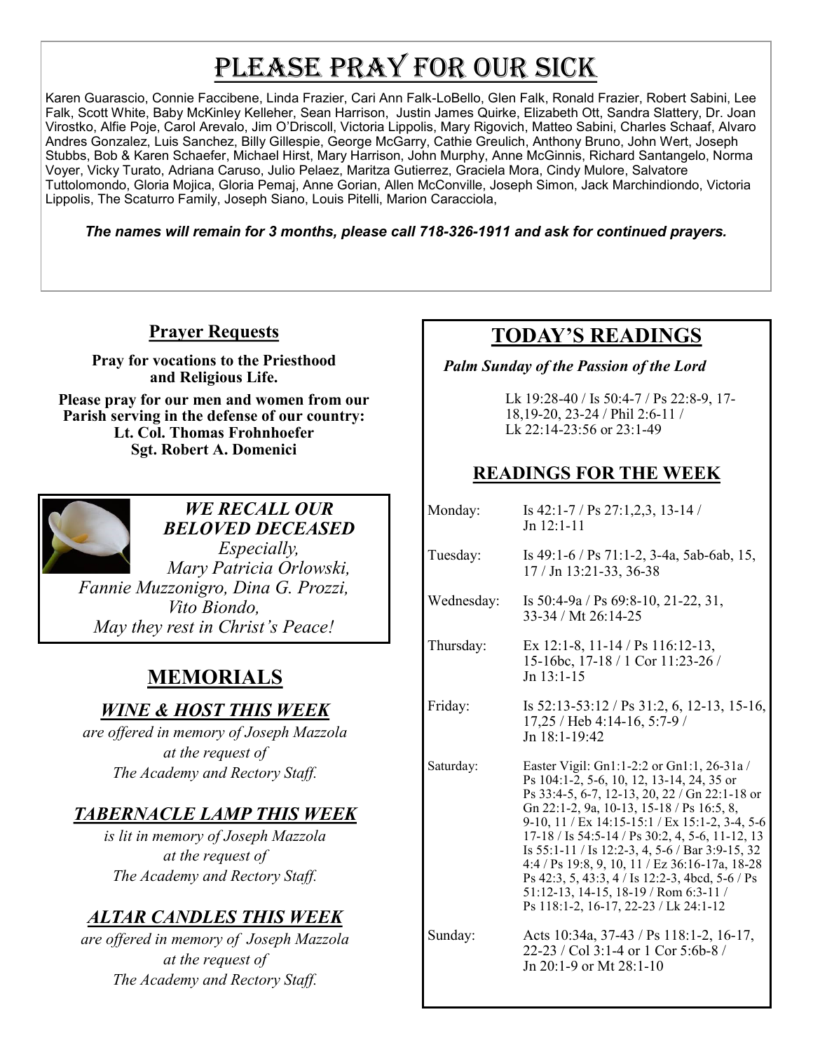# Please Pray for Our Sick

Karen Guarascio, Connie Faccibene, Linda Frazier, Cari Ann Falk-LoBello, Glen Falk, Ronald Frazier, Robert Sabini, Lee Falk, Scott White, Baby McKinley Kelleher, Sean Harrison, Justin James Quirke, Elizabeth Ott, Sandra Slattery, Dr. Joan Virostko, Alfie Poje, Carol Arevalo, Jim O'Driscoll, Victoria Lippolis, Mary Rigovich, Matteo Sabini, Charles Schaaf, Alvaro Andres Gonzalez, Luis Sanchez, Billy Gillespie, George McGarry, Cathie Greulich, Anthony Bruno, John Wert, Joseph Stubbs, Bob & Karen Schaefer, Michael Hirst, Mary Harrison, John Murphy, Anne McGinnis, Richard Santangelo, Norma Voyer, Vicky Turato, Adriana Caruso, Julio Pelaez, Maritza Gutierrez, Graciela Mora, Cindy Mulore, Salvatore Tuttolomondo, Gloria Mojica, Gloria Pemaj, Anne Gorian, Allen McConville, Joseph Simon, Jack Marchindiondo, Victoria Lippolis, The Scaturro Family, Joseph Siano, Louis Pitelli, Marion Caracciola,

***The names will remain for 3 months, please call 718-326-1911 and ask for continued prayers.***

## Prayer Requests

**Pray for vocations to the Priesthood and Religious Life.**

**Please pray for our men and women from our Parish serving in the defense of our country:**
**Lt. Col. Thomas Frohnhoefer**
**Sgt. Robert A. Domenici**

***WE RECALL OUR BELOVED DECEASED***

*Especially,*
*Mary Patricia Orlowski,*
*Fannie Muzzonigro, Dina G. Prozzi,*
*Vito Biondo,*
*May they rest in Christ's Peace!*

## MEMORIALS

### *WINE & HOST THIS WEEK*

*are offered in memory of Joseph Mazzola at the request of The Academy and Rectory Staff.*

### *TABERNACLE LAMP THIS WEEK*

*is lit in memory of Joseph Mazzola at the request of The Academy and Rectory Staff.*

### *ALTAR CANDLES THIS WEEK*

*are offered in memory of Joseph Mazzola at the request of The Academy and Rectory Staff.*

## TODAY'S READINGS

***Palm Sunday of the Passion of the Lord***

Lk 19:28-40 / Is 50:4-7 / Ps 22:8-9, 17-18,19-20, 23-24 / Phil 2:6-11 / Lk 22:14-23:56 or 23:1-49

## READINGS FOR THE WEEK

| | |
|---|---|
| Monday: | Is 42:1-7 / Ps 27:1,2,3, 13-14 / Jn 12:1-11 |
| Tuesday: | Is 49:1-6 / Ps 71:1-2, 3-4a, 5ab-6ab, 15, 17 / Jn 13:21-33, 36-38 |
| Wednesday: | Is 50:4-9a / Ps 69:8-10, 21-22, 31, 33-34 / Mt 26:14-25 |
| Thursday: | Ex 12:1-8, 11-14 / Ps 116:12-13, 15-16bc, 17-18 / 1 Cor 11:23-26 / Jn 13:1-15 |
| Friday: | Is 52:13-53:12 / Ps 31:2, 6, 12-13, 15-16, 17,25 / Heb 4:14-16, 5:7-9 / Jn 18:1-19:42 |
| Saturday: | Easter Vigil: Gn1:1-2:2 or Gn1:1, 26-31a / Ps 104:1-2, 5-6, 10, 12, 13-14, 24, 35 or Ps 33:4-5, 6-7, 12-13, 20, 22 / Gn 22:1-18 or Gn 22:1-2, 9a, 10-13, 15-18 / Ps 16:5, 8, 9-10, 11 / Ex 14:15-15:1 / Ex 15:1-2, 3-4, 5-6 17-18 / Is 54:5-14 / Ps 30:2, 4, 5-6, 11-12, 13 Is 55:1-11 / Is 12:2-3, 4, 5-6 / Bar 3:9-15, 32 4:4 / Ps 19:8, 9, 10, 11 / Ez 36:16-17a, 18-28 Ps 42:3, 5, 43:3, 4 / Is 12:2-3, 4bcd, 5-6 / Ps 51:12-13, 14-15, 18-19 / Rom 6:3-11 / Ps 118:1-2, 16-17, 22-23 / Lk 24:1-12 |
| Sunday: | Acts 10:34a, 37-43 / Ps 118:1-2, 16-17, 22-23 / Col 3:1-4 or 1 Cor 5:6b-8 / Jn 20:1-9 or Mt 28:1-10 |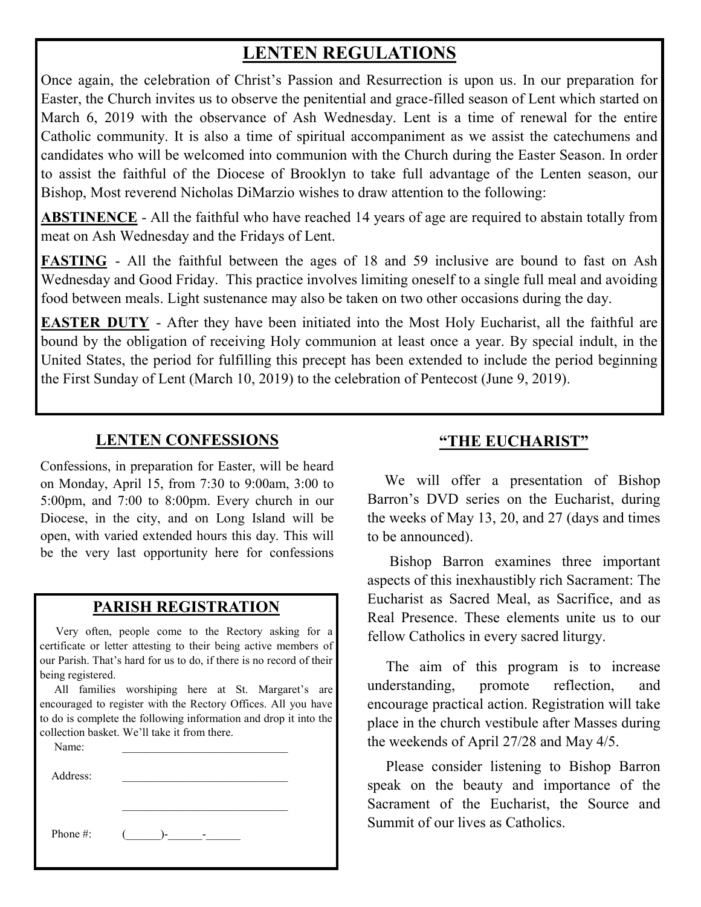## LENTEN REGULATIONS

Once again, the celebration of Christ's Passion and Resurrection is upon us. In our preparation for Easter, the Church invites us to observe the penitential and grace-filled season of Lent which started on March 6, 2019 with the observance of Ash Wednesday. Lent is a time of renewal for the entire Catholic community. It is also a time of spiritual accompaniment as we assist the catechumens and candidates who will be welcomed into communion with the Church during the Easter Season. In order to assist the faithful of the Diocese of Brooklyn to take full advantage of the Lenten season, our Bishop, Most reverend Nicholas DiMarzio wishes to draw attention to the following:

**ABSTINENCE** - All the faithful who have reached 14 years of age are required to abstain totally from meat on Ash Wednesday and the Fridays of Lent.

**FASTING** - All the faithful between the ages of 18 and 59 inclusive are bound to fast on Ash Wednesday and Good Friday. This practice involves limiting oneself to a single full meal and avoiding food between meals. Light sustenance may also be taken on two other occasions during the day.

**EASTER DUTY** - After they have been initiated into the Most Holy Eucharist, all the faithful are bound by the obligation of receiving Holy communion at least once a year. By special indult, in the United States, the period for fulfilling this precept has been extended to include the period beginning the First Sunday of Lent (March 10, 2019) to the celebration of Pentecost (June 9, 2019).

## LENTEN CONFESSIONS

Confessions, in preparation for Easter, will be heard on Monday, April 15, from 7:30 to 9:00am, 3:00 to 5:00pm, and 7:00 to 8:00pm. Every church in our Diocese, in the city, and on Long Island will be open, with varied extended hours this day. This will be the very last opportunity here for confessions

## PARISH REGISTRATION

Very often, people come to the Rectory asking for a certificate or letter attesting to their being active members of our Parish. That's hard for us to do, if there is no record of their being registered.

All families worshiping here at St. Margaret's are encouraged to register with the Rectory Offices. All you have to do is complete the following information and drop it into the collection basket. We'll take it from there.

Name: ____________________________

Address: ____________________________

____________________________

Phone #: (______)-______-______

## "THE EUCHARIST"

We will offer a presentation of Bishop Barron's DVD series on the Eucharist, during the weeks of May 13, 20, and 27 (days and times to be announced).

Bishop Barron examines three important aspects of this inexhaustibly rich Sacrament: The Eucharist as Sacred Meal, as Sacrifice, and as Real Presence. These elements unite us to our fellow Catholics in every sacred liturgy.

The aim of this program is to increase understanding, promote reflection, and encourage practical action. Registration will take place in the church vestibule after Masses during the weekends of April 27/28 and May 4/5.

Please consider listening to Bishop Barron speak on the beauty and importance of the Sacrament of the Eucharist, the Source and Summit of our lives as Catholics.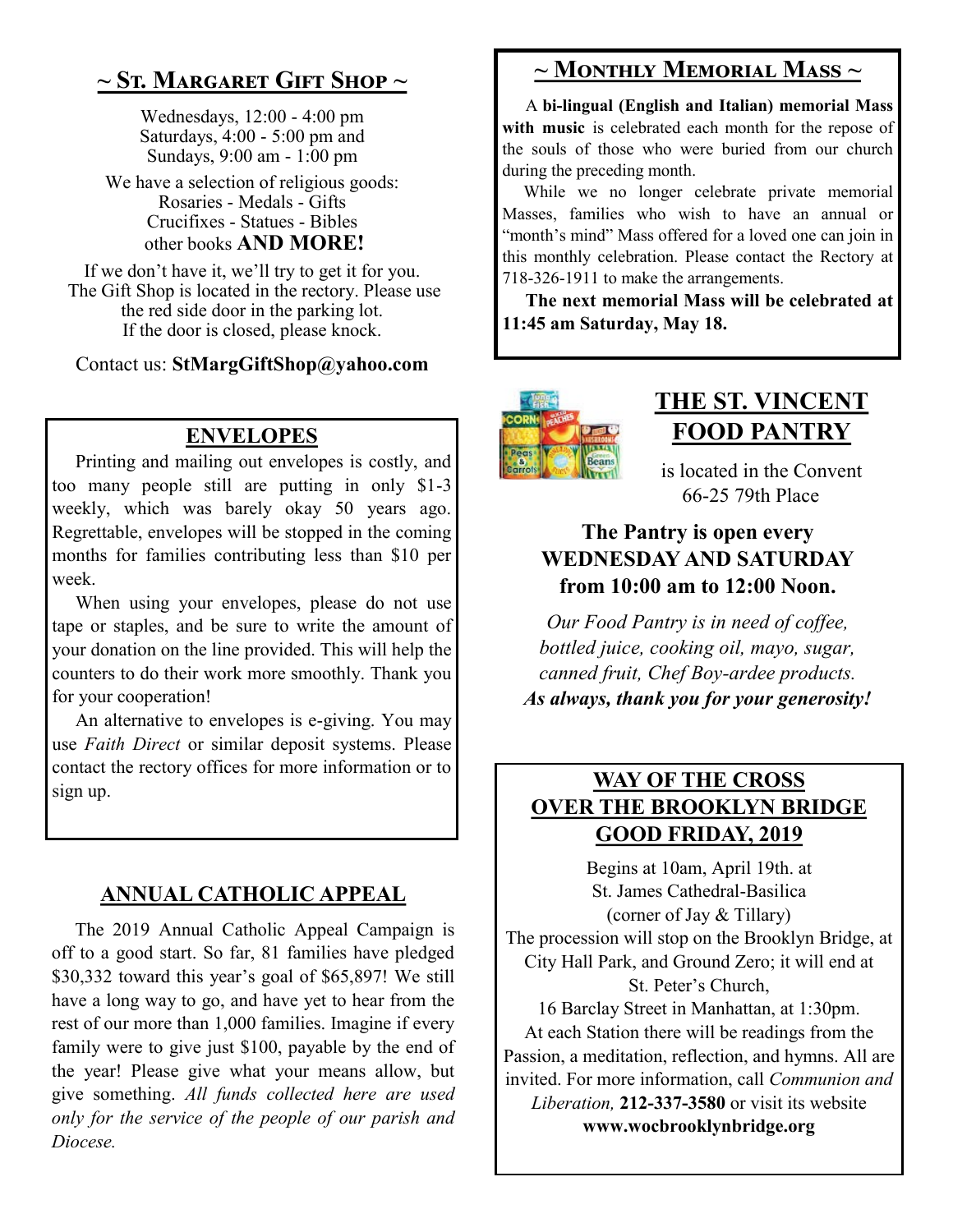## ~ St. Margaret Gift Shop ~

Wednesdays, 12:00 - 4:00 pm
Saturdays, 4:00 - 5:00 pm and
Sundays, 9:00 am - 1:00 pm

We have a selection of religious goods:
Rosaries - Medals - Gifts
Crucifixes - Statues - Bibles
other books **AND MORE!**

If we don't have it, we'll try to get it for you.
The Gift Shop is located in the rectory. Please use the red side door in the parking lot.
If the door is closed, please knock.

Contact us: **StMargGiftShop@yahoo.com**

## ENVELOPES

Printing and mailing out envelopes is costly, and too many people still are putting in only $1-3 weekly, which was barely okay 50 years ago. Regrettable, envelopes will be stopped in the coming months for families contributing less than $10 per week.

When using your envelopes, please do not use tape or staples, and be sure to write the amount of your donation on the line provided. This will help the counters to do their work more smoothly. Thank you for your cooperation!

An alternative to envelopes is e-giving. You may use *Faith Direct* or similar deposit systems. Please contact the rectory offices for more information or to sign up.

## ANNUAL CATHOLIC APPEAL

The 2019 Annual Catholic Appeal Campaign is off to a good start. So far, 81 families have pledged $30,332 toward this year's goal of $65,897! We still have a long way to go, and have yet to hear from the rest of our more than 1,000 families. Imagine if every family were to give just $100, payable by the end of the year! Please give what your means allow, but give something. *All funds collected here are used only for the service of the people of our parish and Diocese.*

## ~ Monthly Memorial Mass ~

A **bi-lingual (English and Italian) memorial Mass with music** is celebrated each month for the repose of the souls of those who were buried from our church during the preceding month.

While we no longer celebrate private memorial Masses, families who wish to have an annual or "month's mind" Mass offered for a loved one can join in this monthly celebration. Please contact the Rectory at 718-326-1911 to make the arrangements.

**The next memorial Mass will be celebrated at 11:45 am Saturday, May 18.**

## THE ST. VINCENT FOOD PANTRY

is located in the Convent
66-25 79th Place

**The Pantry is open every WEDNESDAY AND SATURDAY from 10:00 am to 12:00 Noon.**

*Our Food Pantry is in need of coffee, bottled juice, cooking oil, mayo, sugar, canned fruit, Chef Boy-ardee products.*
***As always, thank you for your generosity!***

## WAY OF THE CROSS OVER THE BROOKLYN BRIDGE GOOD FRIDAY, 2019

Begins at 10am, April 19th. at
St. James Cathedral-Basilica
(corner of Jay & Tillary)
The procession will stop on the Brooklyn Bridge, at City Hall Park, and Ground Zero; it will end at St. Peter's Church,
16 Barclay Street in Manhattan, at 1:30pm.
At each Station there will be readings from the Passion, a meditation, reflection, and hymns. All are invited. For more information, call *Communion and Liberation,* **212-337-3580** or visit its website
**www.wocbrooklynbridge.org**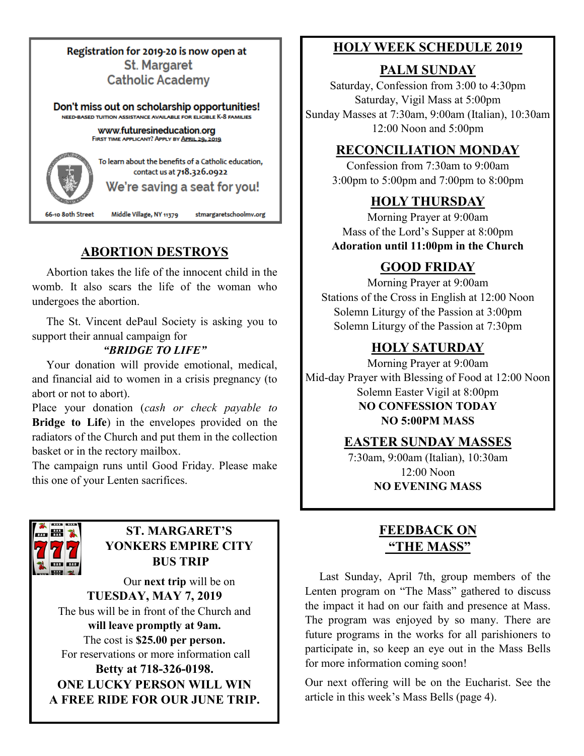Registration for 2019-20 is now open at

St. Margaret Catholic Academy

**Don't miss out on scholarship opportunities!**

NEED-BASED TUITION ASSISTANCE AVAILABLE FOR ELIGIBLE K-8 FAMILIES

www.futuresineducation.org

FIRST TIME APPLICANT? APPLY BY APRIL 29, 2019

To learn about the benefits of a Catholic education, contact us at 718.326.0922

We're saving a seat for you!

66-10 80th Street Middle Village, NY 11379 stmargaretschoolmv.org

## ABORTION DESTROYS

Abortion takes the life of the innocent child in the womb. It also scars the life of the woman who undergoes the abortion.

The St. Vincent dePaul Society is asking you to support their annual campaign for

***"BRIDGE TO LIFE"***

Your donation will provide emotional, medical, and financial aid to women in a crisis pregnancy (to abort or not to abort).

Place your donation (*cash or check payable to* **Bridge to Life**) in the envelopes provided on the radiators of the Church and put them in the collection basket or in the rectory mailbox.

The campaign runs until Good Friday. Please make this one of your Lenten sacrifices.

## ST. MARGARET'S YONKERS EMPIRE CITY BUS TRIP

Our **next trip** will be on

**TUESDAY, MAY 7, 2019**

The bus will be in front of the Church and **will leave promptly at 9am.**

The cost is **$25.00 per person.**

For reservations or more information call

**Betty at 718-326-0198.**

**ONE LUCKY PERSON WILL WIN A FREE RIDE FOR OUR JUNE TRIP.**

## HOLY WEEK SCHEDULE 2019

### PALM SUNDAY

Saturday, Confession from 3:00 to 4:30pm

Saturday, Vigil Mass at 5:00pm

Sunday Masses at 7:30am, 9:00am (Italian), 10:30am 12:00 Noon and 5:00pm

### RECONCILIATION MONDAY

Confession from 7:30am to 9:00am

3:00pm to 5:00pm and 7:00pm to 8:00pm

### HOLY THURSDAY

Morning Prayer at 9:00am

Mass of the Lord's Supper at 8:00pm

**Adoration until 11:00pm in the Church**

### GOOD FRIDAY

Morning Prayer at 9:00am

Stations of the Cross in English at 12:00 Noon

Solemn Liturgy of the Passion at 3:00pm

Solemn Liturgy of the Passion at 7:30pm

### HOLY SATURDAY

Morning Prayer at 9:00am

Mid-day Prayer with Blessing of Food at 12:00 Noon

Solemn Easter Vigil at 8:00pm

**NO CONFESSION TODAY**

**NO 5:00PM MASS**

### EASTER SUNDAY MASSES

7:30am, 9:00am (Italian), 10:30am

12:00 Noon

**NO EVENING MASS**

## FEEDBACK ON "THE MASS"

Last Sunday, April 7th, group members of the Lenten program on "The Mass" gathered to discuss the impact it had on our faith and presence at Mass. The program was enjoyed by so many. There are future programs in the works for all parishioners to participate in, so keep an eye out in the Mass Bells for more information coming soon!

Our next offering will be on the Eucharist. See the article in this week's Mass Bells (page 4).